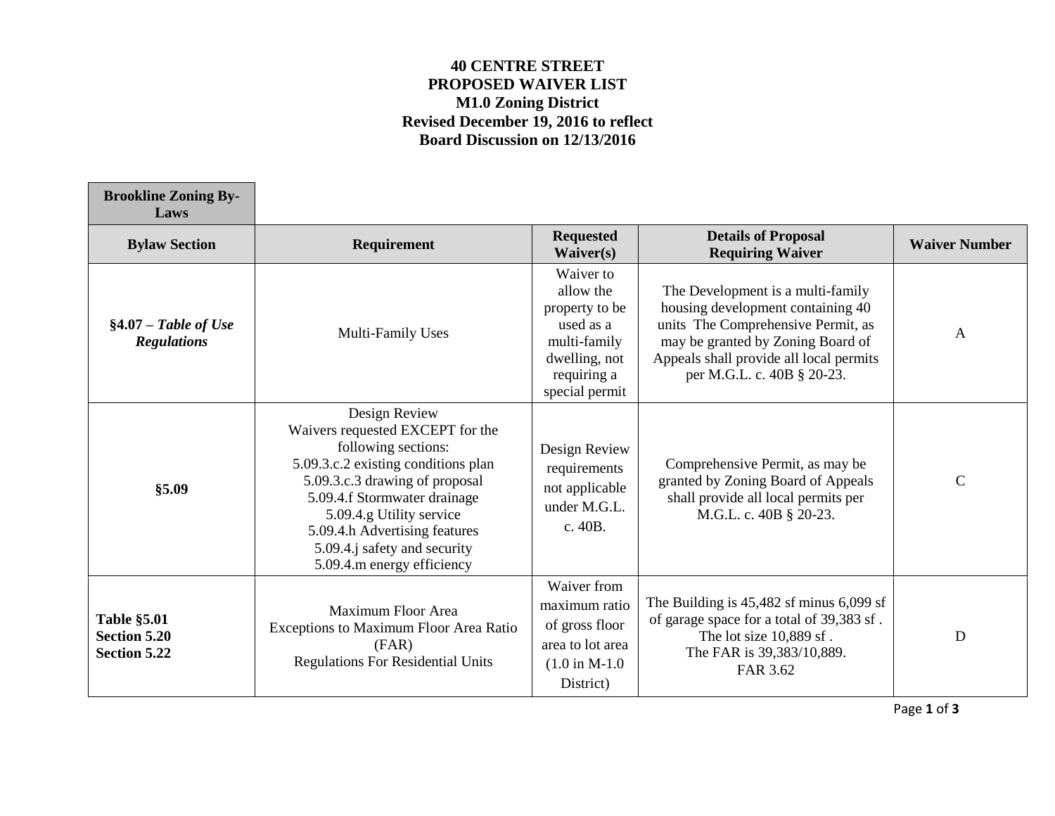**40 CENTRE STREET**
**PROPOSED WAIVER LIST**
**M1.0 Zoning District**
**Revised December 19, 2016 to reflect**
**Board Discussion on 12/13/2016**

| **Brookline Zoning By-Laws** | | | | |
|---|---|---|---|---|
| **Bylaw Section** | **Requirement** | **Requested Waiver(s)** | **Details of Proposal Requiring Waiver** | **Waiver Number** |
| **§4.07 – *Table of Use Regulations*** | Multi-Family Uses | Waiver to allow the property to be used as a multi-family dwelling, not requiring a special permit | The Development is a multi-family housing development containing 40 units The Comprehensive Permit, as may be granted by Zoning Board of Appeals shall provide all local permits per M.G.L. c. 40B § 20-23. | A |
| **§5.09** | Design Review<br>Waivers requested EXCEPT for the following sections:<br>5.09.3.c.2 existing conditions plan<br>5.09.3.c.3 drawing of proposal<br>5.09.4.f Stormwater drainage<br>5.09.4.g Utility service<br>5.09.4.h Advertising features<br>5.09.4.j safety and security<br>5.09.4.m energy efficiency | Design Review requirements not applicable under M.G.L. c. 40B. | Comprehensive Permit, as may be granted by Zoning Board of Appeals shall provide all local permits per M.G.L. c. 40B § 20-23. | C |
| **Table §5.01**<br>**Section 5.20**<br>**Section 5.22** | Maximum Floor Area<br>Exceptions to Maximum Floor Area Ratio (FAR)<br>Regulations For Residential Units | Waiver from maximum ratio of gross floor area to lot area (1.0 in M-1.0 District) | The Building is 45,482 sf minus 6,099 sf of garage space for a total of 39,383 sf .<br>The lot size 10,889 sf .<br>The FAR is 39,383/10,889.<br>FAR 3.62 | D |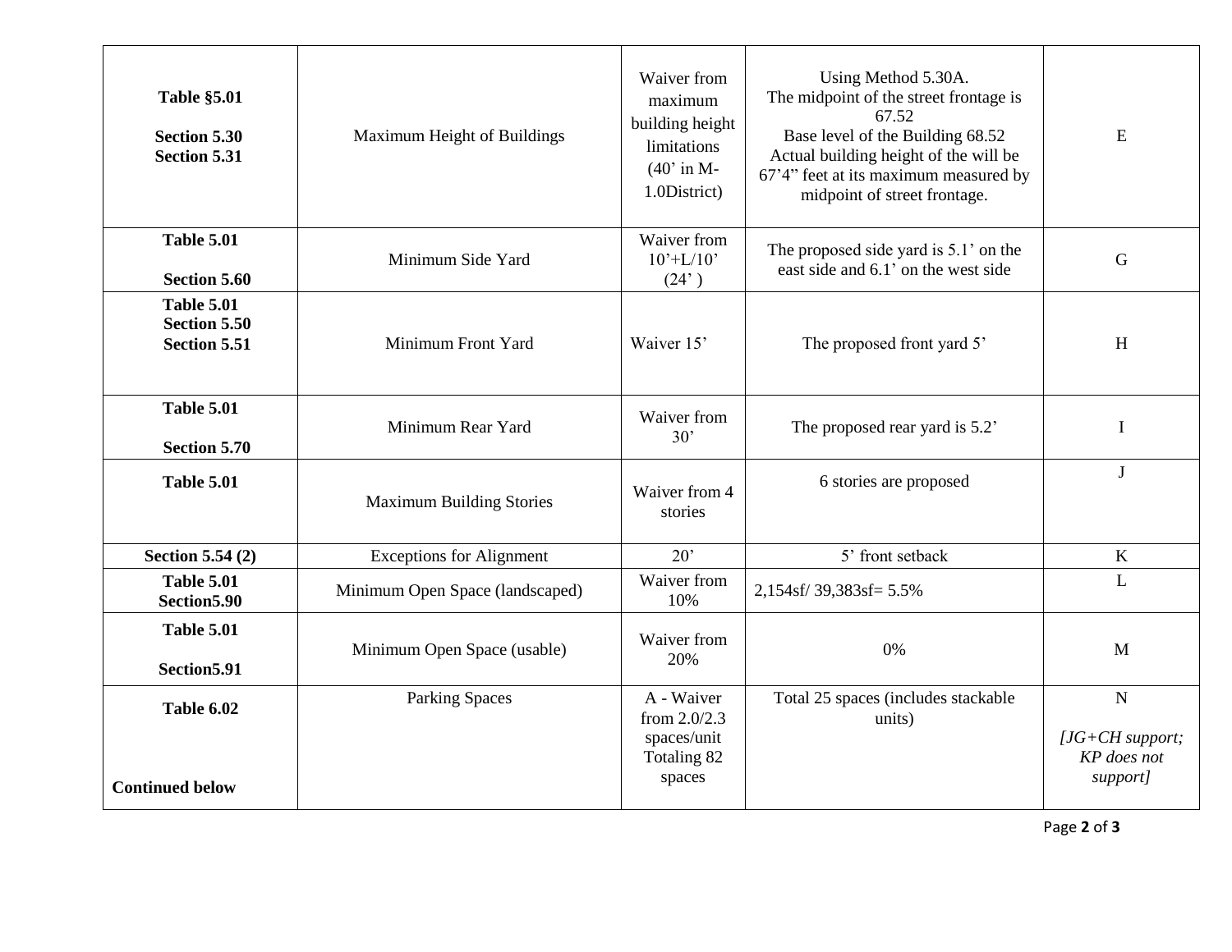| | | | | |
|---|---|---|---|---|
| **Table §5.01**<br><br>**Section 5.30**<br>**Section 5.31** | Maximum Height of Buildings | Waiver from maximum building height limitations (40' in M-1.0District) | Using Method 5.30A.<br>The midpoint of the street frontage is 67.52<br>Base level of the Building 68.52<br>Actual building height of the will be 67'4" feet at its maximum measured by midpoint of street frontage. | E |
| **Table 5.01**<br><br>**Section 5.60** | Minimum Side Yard | Waiver from 10'+L/10' (24' ) | The proposed side yard is 5.1' on the east side and 6.1' on the west side | G |
| **Table 5.01**<br>**Section 5.50**<br>**Section 5.51** | Minimum Front Yard | Waiver 15' | The proposed front yard 5' | H |
| **Table 5.01**<br><br>**Section 5.70** | Minimum Rear Yard | Waiver from 30' | The proposed rear yard is 5.2' | I |
| **Table 5.01** | Maximum Building Stories | Waiver from 4 stories | 6 stories are proposed | J |
| **Section 5.54 (2)** | Exceptions for Alignment | 20' | 5' front setback | K |
| **Table 5.01**<br>**Section5.90** | Minimum Open Space (landscaped) | Waiver from 10% | 2,154sf/ 39,383sf= 5.5% | L |
| **Table 5.01**<br><br>**Section5.91** | Minimum Open Space (usable) | Waiver from 20% | 0% | M |
| **Table 6.02**<br><br><br>**Continued below** | Parking Spaces | A - Waiver from 2.0/2.3 spaces/unit Totaling 82 spaces | Total 25 spaces (includes stackable units) | N<br><br>*[JG+CH support; KP does not support]* |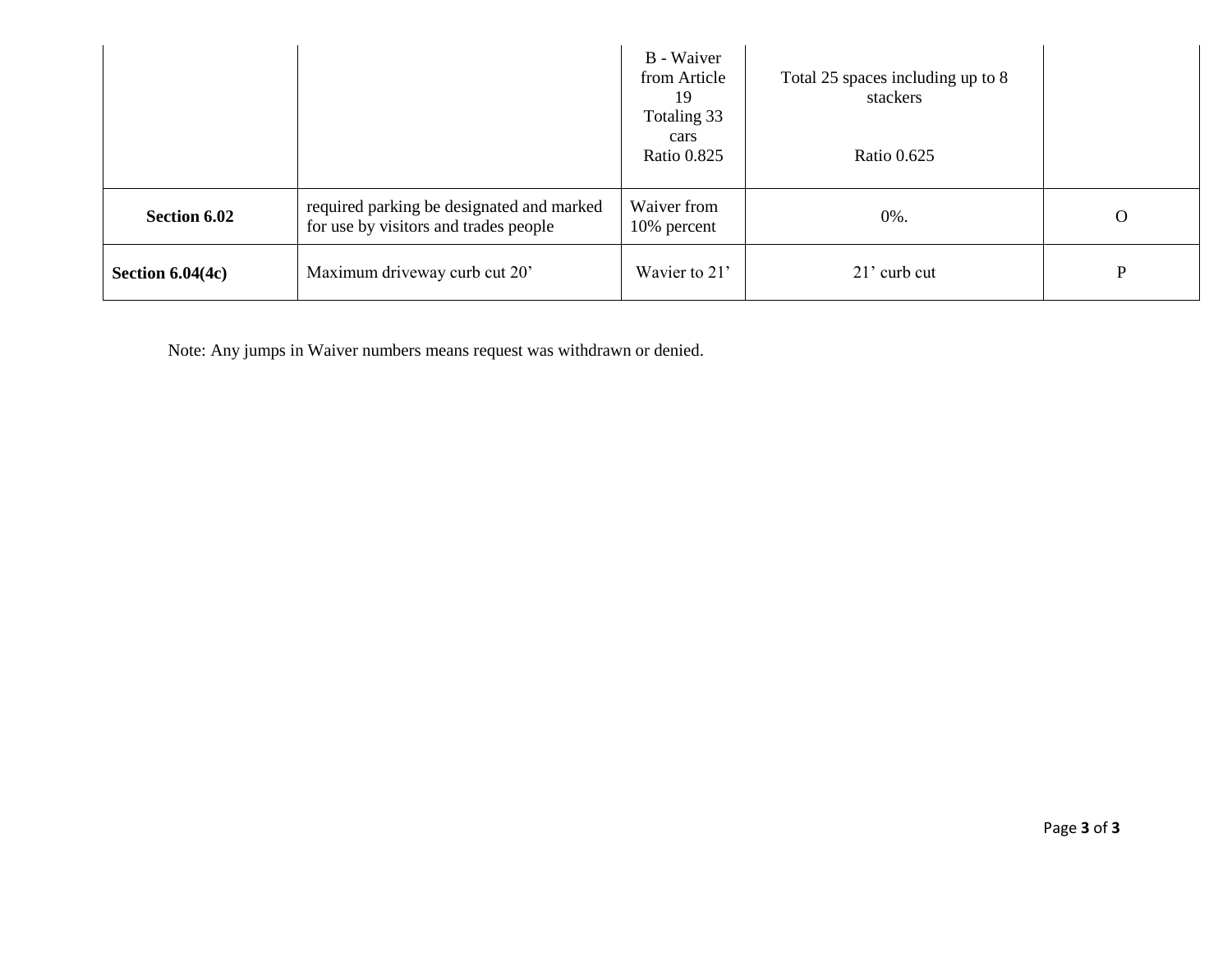| | | | | |
|---|---|---|---|---|
| | | B - Waiver from Article 19 Totaling 33 cars Ratio 0.825 | Total 25 spaces including up to 8 stackers Ratio 0.625 | |
| **Section 6.02** | required parking be designated and marked for use by visitors and trades people | Waiver from 10% percent | 0%. | O |
| **Section 6.04(4c)** | Maximum driveway curb cut 20' | Wavier to 21' | 21' curb cut | P |

Note: Any jumps in Waiver numbers means request was withdrawn or denied.